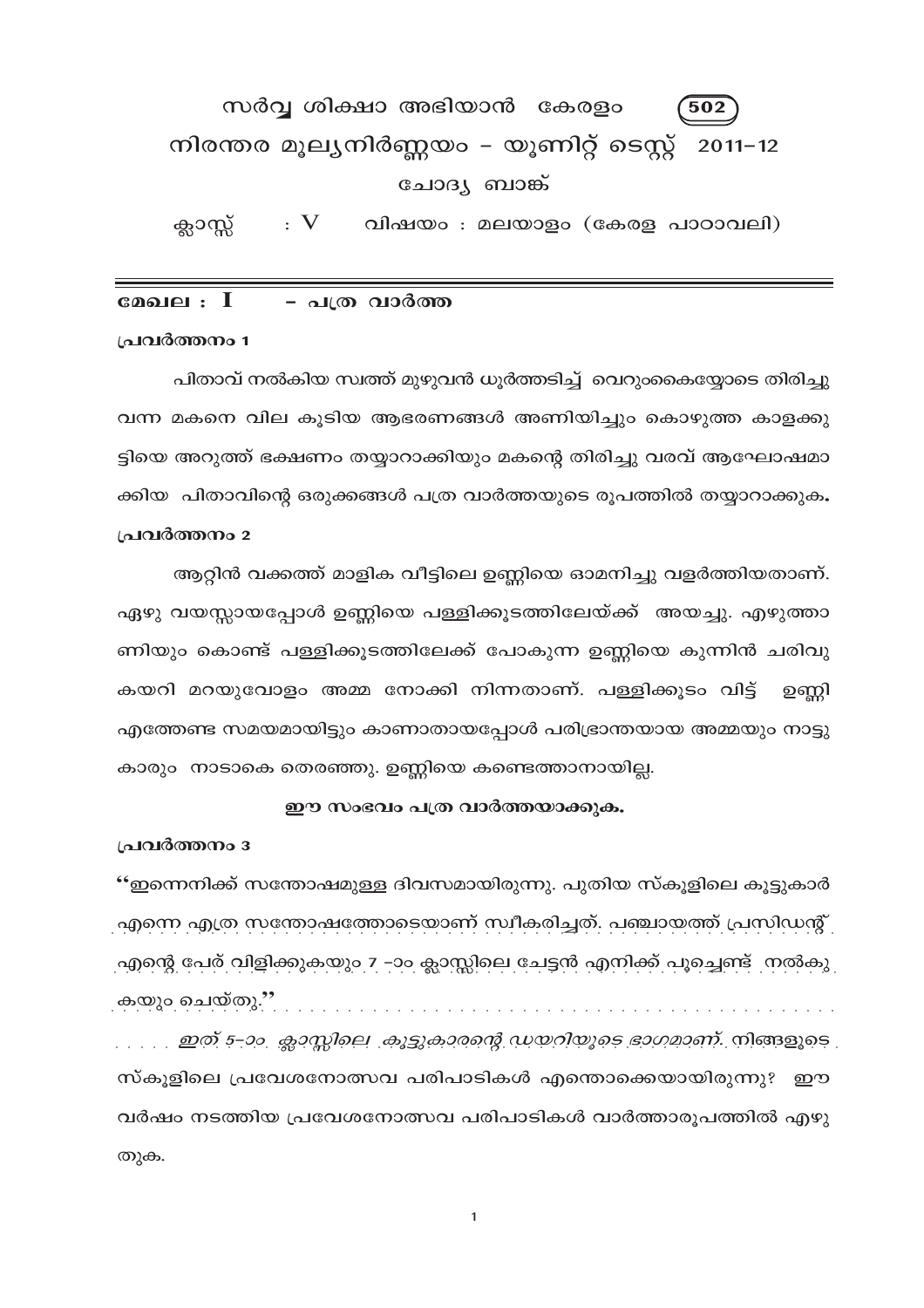# സർവ്വ ശിക്ഷാ അഭിയാൻ കേരളം (502)

## നിരന്തര മൂല്യനിർണ്ണയം – യൂണിറ്റ് ടെസ്റ്റ് 2011–12

### ചോദ്യ ബാങ്ക്

ക്ലാസ്സ് : V വിഷയം : മലയാളം (കേരള പാഠാവലി)

---

**മേഖല : I – പത്ര വാർത്ത**

**പ്രവർത്തനം 1**

പിതാവ് നൽകിയ സ്വത്ത് മുഴുവൻ ധൂർത്തടിച്ച് വെറുംകൈയ്യോടെ തിരിച്ചു വന്ന മകനെ വില കൂടിയ ആഭരണങ്ങൾ അണിയിച്ചും കൊഴുത്ത കാളക്കുട്ടിയെ അറുത്ത് ഭക്ഷണം തയ്യാറാക്കിയും മകന്റെ തിരിച്ചു വരവ് ആഘോഷമാക്കിയ പിതാവിന്റെ ഒരുക്കങ്ങൾ പത്ര വാർത്തയുടെ രൂപത്തിൽ തയ്യാറാക്കുക**.**

**പ്രവർത്തനം 2**

ആറ്റിൻ വക്കത്ത് മാളിക വീട്ടിലെ ഉണ്ണിയെ ഓമനിച്ചു വളർത്തിയതാണ്. ഏഴു വയസ്സായപ്പോൾ ഉണ്ണിയെ പള്ളിക്കൂടത്തിലേയ്ക്ക് അയച്ചു. എഴുത്താണിയും കൊണ്ട് പള്ളിക്കൂടത്തിലേക്ക് പോകുന്ന ഉണ്ണിയെ കുന്നിൻ ചരിവു കയറി മറയുവോളം അമ്മ നോക്കി നിന്നതാണ്. പള്ളിക്കൂടം വിട്ട് ഉണ്ണി എത്തേണ്ട സമയമായിട്ടും കാണാതായപ്പോൾ പരിഭ്രാന്തയായ അമ്മയും നാട്ടുകാരും നാടാകെ തെരഞ്ഞു. ഉണ്ണിയെ കണ്ടെത്താനായില്ല.

**ഈ സംഭവം പത്ര വാർത്തയാക്കുക.**

**പ്രവർത്തനം 3**

"ഇന്നെനിക്ക് സന്തോഷമുള്ള ദിവസമായിരുന്നു. പുതിയ സ്കൂളിലെ കൂട്ടുകാർ എന്നെ എത്ര സന്തോഷത്തോടെയാണ് സ്വീകരിച്ചത്. പഞ്ചായത്ത് പ്രസിഡന്റ് എന്റെ പേര് വിളിക്കുകയും 7 -ാം ക്ലാസ്സിലെ ചേട്ടൻ എനിക്ക് പൂച്ചെണ്ട് നൽകുകയും ചെയ്തു."

*ഇത് 5-ാം ക്ലാസ്സിലെ കൂട്ടുകാരന്റെ ഡയറിയുടെ ഭാഗമാണ്.* നിങ്ങളുടെ സ്കൂളിലെ പ്രവേശനോത്സവ പരിപാടികൾ എന്തൊക്കെയായിരുന്നു? ഈ വർഷം നടത്തിയ പ്രവേശനോത്സവ പരിപാടികൾ വാർത്താരൂപത്തിൽ എഴുതുക.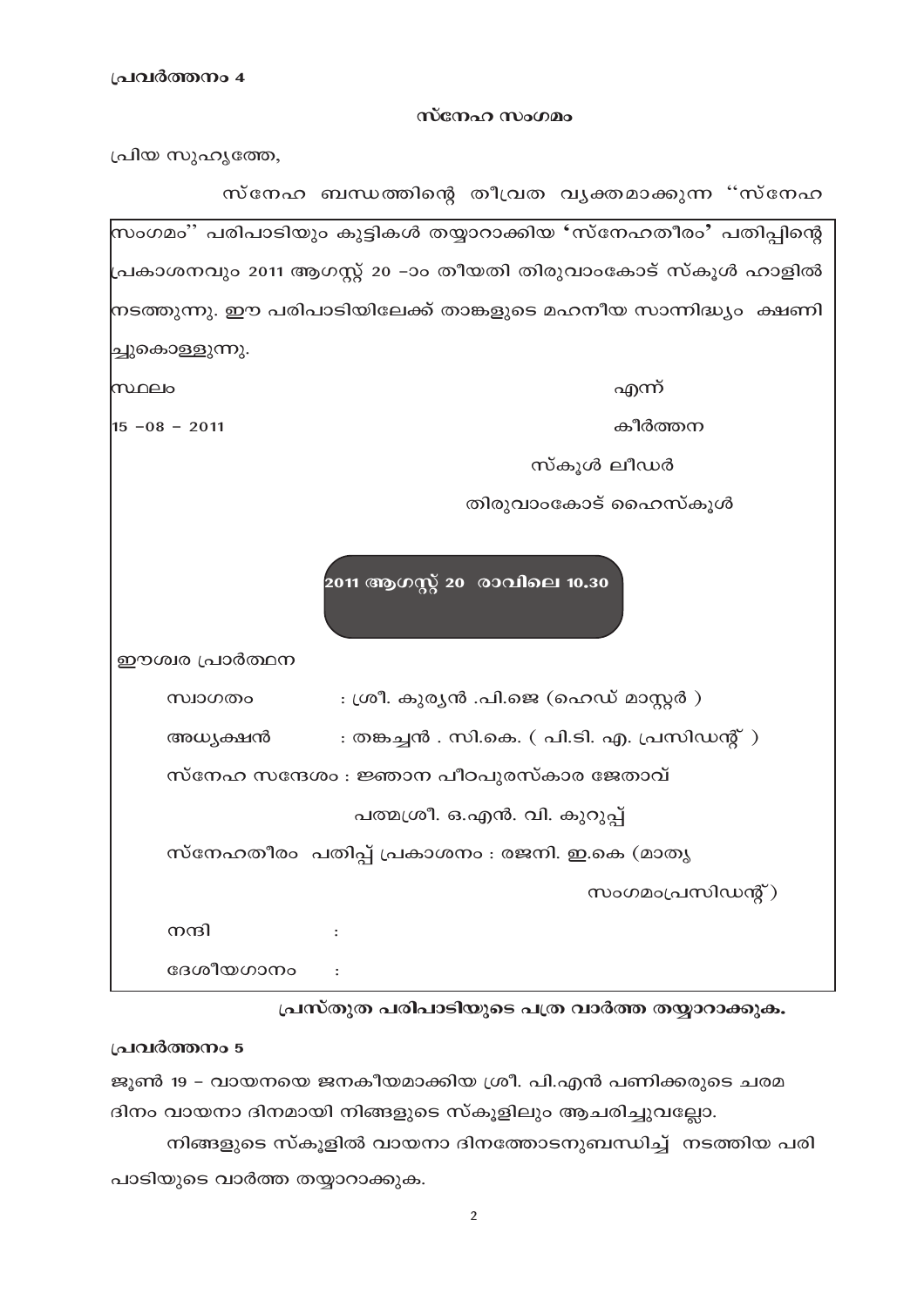**പ്രവർത്തനം 4**

**സ്നേഹ സംഗമം**

പ്രിയ സുഹൃത്തേ,

സ്നേഹ ബന്ധത്തിന്റെ തീവ്രത വ്യക്തമാക്കുന്ന ''സ്നേഹ സംഗമം'' പരിപാടിയും കുട്ടികൾ തയ്യാറാക്കിയ 'സ്നേഹതീരം' പതിപ്പിന്റെ പ്രകാശനവും 2011 ആഗസ്റ്റ് 20 -ാം തീയതി തിരുവാംകോട് സ്കൂൾ ഹാളിൽ നടത്തുന്നു. ഈ പരിപാടിയിലേക്ക് താങ്കളുടെ മഹനീയ സാന്നിദ്ധ്യം ക്ഷണിച്ചുകൊള്ളുന്നു.

സ്ഥലം

15 -08 - 2011

എന്ന്

കീർത്തന

സ്കൂൾ ലീഡർ

തിരുവാംകോട് ഹൈസ്കൂൾ

**2011 ആഗസ്റ്റ് 20 രാവിലെ 10.30**

ഈശ്വര പ്രാർത്ഥന

സ്വാഗതം : ശ്രീ. കുര്യൻ .പി.ജെ (ഹെഡ് മാസ്റ്റർ )

അധ്യക്ഷൻ : തങ്കച്ചൻ . സി.കെ. ( പി.ടി. എ. പ്രസിഡന്റ് )

സ്നേഹ സന്ദേശം : ജ്ഞാന പീഠപുരസ്കാര ജേതാവ്
പത്മശ്രീ. ഒ.എൻ. വി. കുറുപ്പ്

സ്നേഹതീരം പതിപ്പ് പ്രകാശനം : രജനി. ഇ.കെ (മാതൃ സംഗമംപ്രസിഡന്റ്)

നന്ദി :

ദേശീയഗാനം :

**പ്രസ്തുത പരിപാടിയുടെ പത്ര വാർത്ത തയ്യാറാക്കുക.**

**പ്രവർത്തനം 5**

ജൂൺ 19 - വായനയെ ജനകീയമാക്കിയ ശ്രീ. പി.എൻ പണിക്കരുടെ ചരമ ദിനം വായനാ ദിനമായി നിങ്ങളുടെ സ്കൂളിലും ആചരിച്ചുവല്ലോ.

നിങ്ങളുടെ സ്കൂളിൽ വായനാ ദിനത്തോടനുബന്ധിച്ച് നടത്തിയ പരിപാടിയുടെ വാർത്ത തയ്യാറാക്കുക.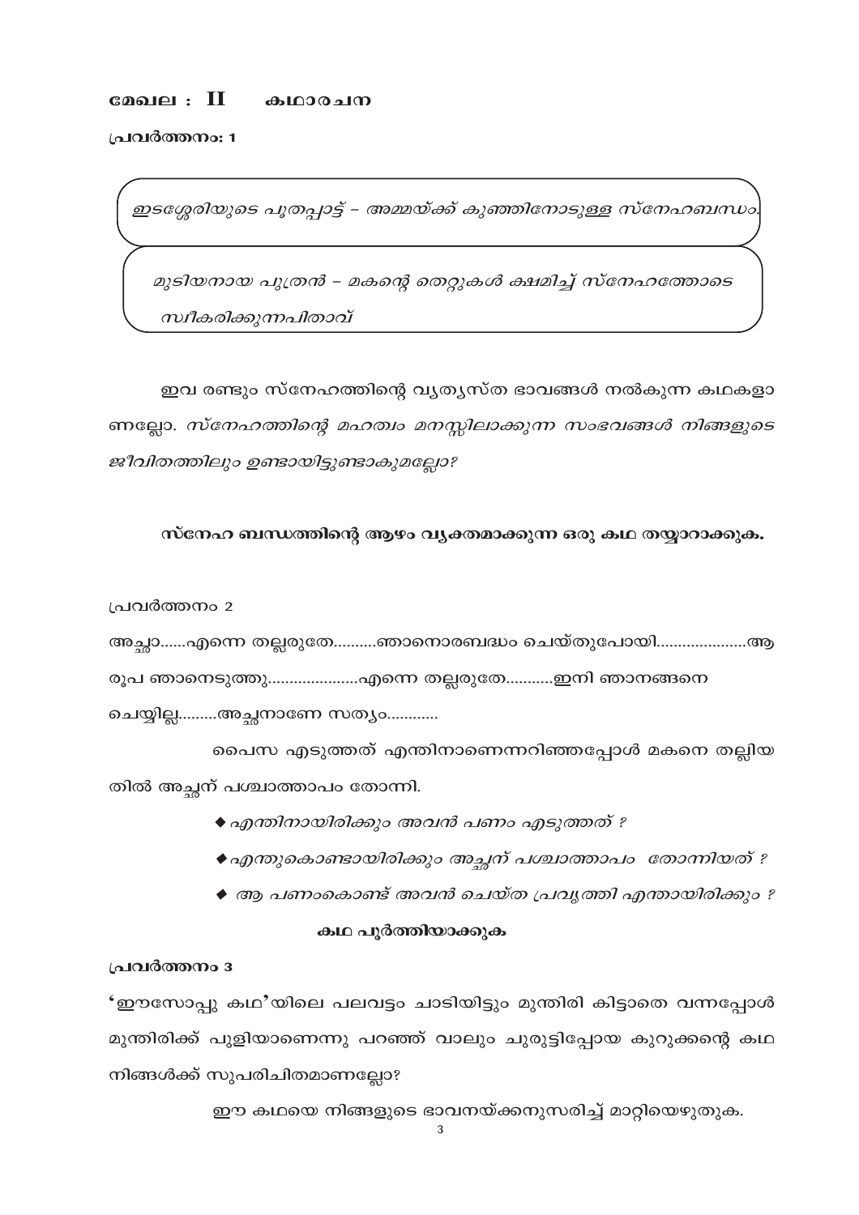## മേഖല : II  കഥാരചന

**പ്രവർത്തനം: 1**

*ഇടശ്ശേരിയുടെ പൂതപ്പാട്ട് – അമ്മയ്ക്ക് കുഞ്ഞിനോടുള്ള സ്നേഹബന്ധം.*

*മുടിയനായ പുത്രൻ – മകന്റെ തെറ്റുകൾ ക്ഷമിച്ച് സ്നേഹത്തോടെ സ്വീകരിക്കുന്നപിതാവ്*

ഇവ രണ്ടും സ്നേഹത്തിന്റെ വ്യത്യസ്ത ഭാവങ്ങൾ നൽകുന്ന കഥകളാണല്ലോ. *സ്നേഹത്തിന്റെ മഹത്വം മനസ്സിലാക്കുന്ന സംഭവങ്ങൾ നിങ്ങളുടെ ജീവിതത്തിലും ഉണ്ടായിട്ടുണ്ടാകുമല്ലോ?*

**സ്നേഹ ബന്ധത്തിന്റെ ആഴം വ്യക്തമാക്കുന്ന ഒരു കഥ തയ്യാറാക്കുക.**

പ്രവർത്തനം 2

അച്ഛാ......എന്നെ തല്ലരുതേ..........ഞാനൊരബദ്ധം ചെയ്തുപോയി....................ആ രൂപ ഞാനെടുത്തു....................എന്നെ തല്ലരുതേ...........ഇനി ഞാനങ്ങനെ ചെയ്യില്ല.........അച്ഛനാണേ സത്യം............

പൈസ എടുത്തത് എന്തിനാണെന്നറിഞ്ഞപ്പോൾ മകനെ തല്ലിയതിൽ അച്ഛന് പശ്ചാത്താപം തോന്നി.

- *എന്തിനായിരിക്കും അവൻ പണം എടുത്തത് ?*
- *എന്തുകൊണ്ടായിരിക്കും അച്ഛന് പശ്ചാത്താപം തോന്നിയത് ?*
- *ആ പണംകൊണ്ട് അവൻ ചെയ്ത പ്രവൃത്തി എന്തായിരിക്കും ?*

**കഥ പൂർത്തിയാക്കുക**

**പ്രവർത്തനം 3**

**'ഈസോപ്പു കഥ'**യിലെ പലവട്ടം ചാടിയിട്ടും മുന്തിരി കിട്ടാതെ വന്നപ്പോൾ മുന്തിരിക്ക് പുളിയാണെന്നു പറഞ്ഞ് വാലും ചുരുട്ടിപ്പോയ കുറുക്കന്റെ കഥ നിങ്ങൾക്ക് സുപരിചിതമാണല്ലോ?

ഈ കഥയെ നിങ്ങളുടെ ഭാവനയ്ക്കനുസരിച്ച് മാറ്റിയെഴുതുക.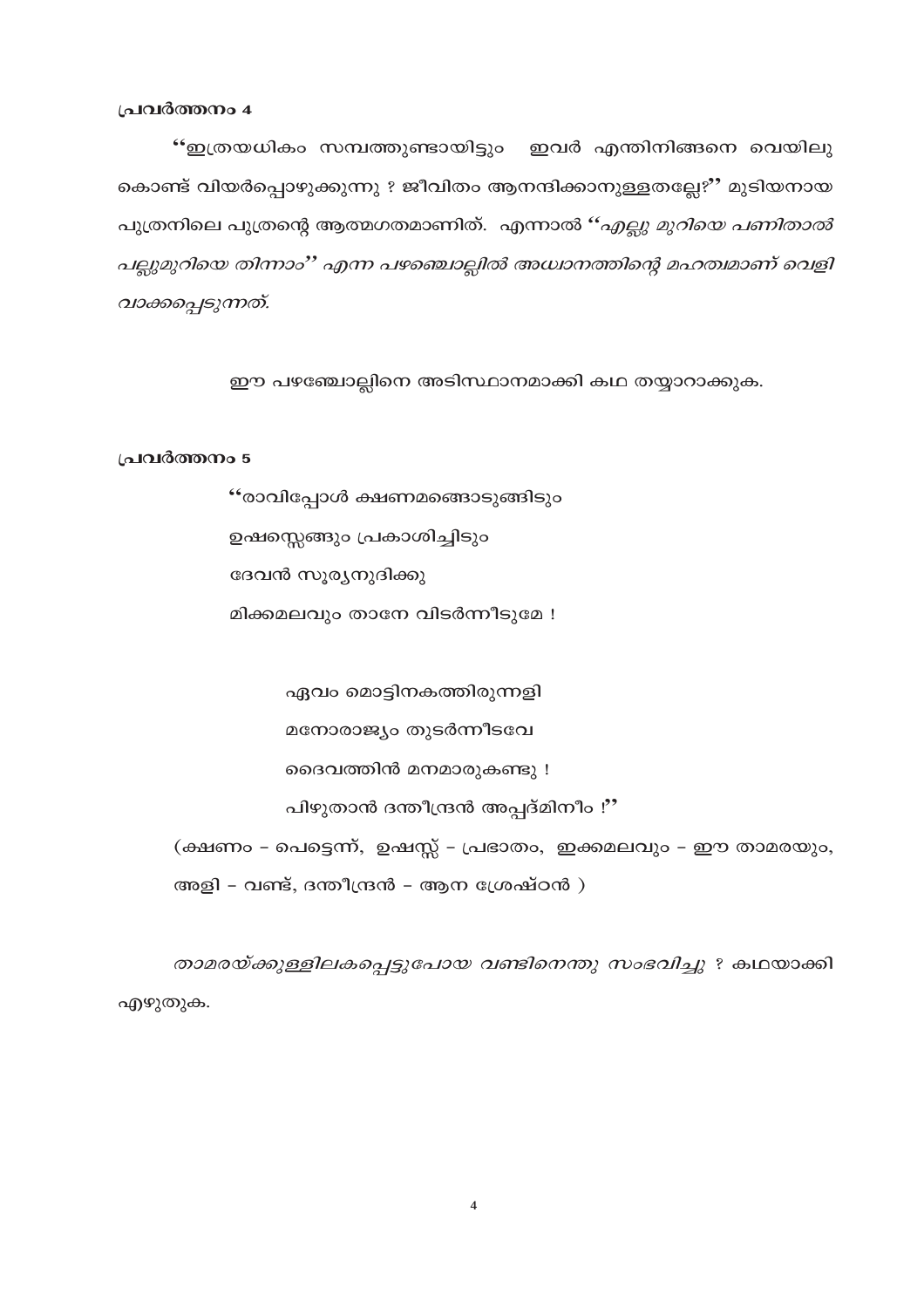**പ്രവർത്തനം 4**

"ഇത്രയധികം സമ്പത്തുണ്ടായിട്ടും ഇവർ എന്തിനിങ്ങനെ വെയിലു കൊണ്ട് വിയർപ്പൊഴുക്കുന്നു ? ജീവിതം ആനന്ദിക്കാനുള്ളതല്ലേ?" മുടിയനായ പുത്രനിലെ പുത്രന്റെ ആത്മഗതമാണിത്. എന്നാൽ *"എല്ലു മുറിയെ പണിതാൽ പല്ലുമുറിയെ തിന്നാം" എന്ന പഴഞ്ചൊല്ലിൽ അധ്വാനത്തിന്റെ മഹത്വമാണ് വെളിവാക്കപ്പെടുന്നത്.*

ഈ പഴഞ്ചൊല്ലിനെ അടിസ്ഥാനമാക്കി കഥ തയ്യാറാക്കുക.

**പ്രവർത്തനം 5**

"രാവിപ്പോൾ ക്ഷണമങ്ങൊടുങ്ങിടും
ഉഷസ്സെങ്ങും പ്രകാശിച്ചിടും
ദേവൻ സൂര്യനുദിക്കു
മിക്കമലവും താനേ വിടർന്നീടുമേ !

ഏവം മൊട്ടിനകത്തിരുന്നളി
മനോരാജ്യം തുടർന്നീടവേ
ദൈവത്തിൻ മനമാരുകണ്ടു !
പിഴുതാൻ ദന്തീന്ദ്രൻ അപ്പദ്മിനീം !"

(ക്ഷണം – പെട്ടെന്ന്, ഉഷസ്സ് – പ്രഭാതം, ഇക്കമലവും – ഈ താമരയും, അളി – വണ്ട്, ദന്തീന്ദ്രൻ – ആന ശ്രേഷ്ഠൻ )

*താമരയ്ക്കുള്ളിലകപ്പെട്ടുപോയ വണ്ടിനെന്തു സംഭവിച്ചു* ? കഥയാക്കി എഴുതുക.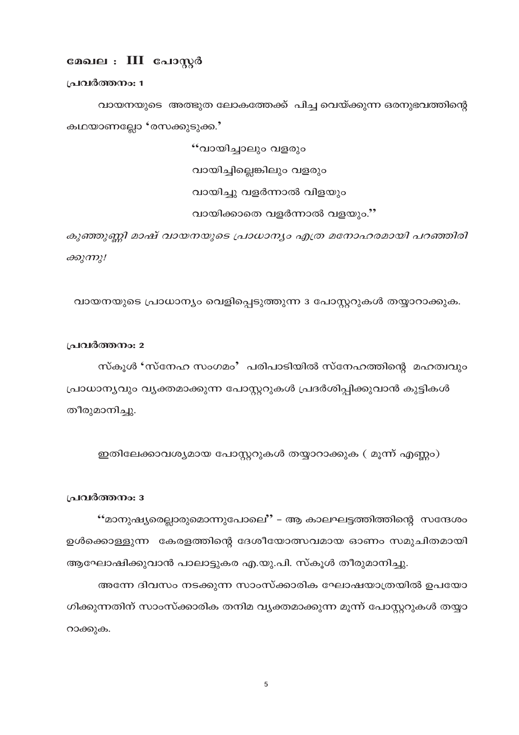## മേഖല : III പോസ്റ്റർ

**പ്രവർത്തനം: 1**

വായനയുടെ അത്ഭുത ലോകത്തേക്ക് പിച്ച വെയ്ക്കുന്ന ഒരനുഭവത്തിന്റെ കഥയാണല്ലോ 'രസക്കുടുക്ക.'

> "വായിച്ചാലും വളരും
> വായിച്ചില്ലെങ്കിലും വളരും
> വായിച്ചു വളർന്നാൽ വിളയും
> വായിക്കാതെ വളർന്നാൽ വളയും."

*കുഞ്ഞുണ്ണി മാഷ് വായനയുടെ പ്രാധാന്യം എത്ര മനോഹരമായി പറഞ്ഞിരിക്കുന്നു!*

വായനയുടെ പ്രാധാന്യം വെളിപ്പെടുത്തുന്ന 3 പോസ്റ്ററുകൾ തയ്യാറാക്കുക.

**പ്രവർത്തനം: 2**

സ്കൂൾ 'സ്നേഹ സംഗമം' പരിപാടിയിൽ സ്നേഹത്തിന്റെ മഹത്വവും പ്രാധാന്യവും വ്യക്തമാക്കുന്ന പോസ്റ്ററുകൾ പ്രദർശിപ്പിക്കുവാൻ കുട്ടികൾ തീരുമാനിച്ചു.

ഇതിലേക്കാവശ്യമായ പോസ്റ്ററുകൾ തയ്യാറാക്കുക ( മൂന്ന് എണ്ണം)

**പ്രവർത്തനം: 3**

"മാനുഷ്യരെല്ലാരുമൊന്നുപോലെ" – ആ കാലഘട്ടത്തിത്തിന്റെ സന്ദേശം ഉൾക്കൊള്ളുന്ന കേരളത്തിന്റെ ദേശീയോത്സവമായ ഓണം സമുചിതമായി ആഘോഷിക്കുവാൻ പാലാട്ടുകര എ.യു.പി. സ്കൂൾ തീരുമാനിച്ചു.

അന്നേ ദിവസം നടക്കുന്ന സാംസ്ക്കാരിക ഘോഷയാത്രയിൽ ഉപയോഗിക്കുന്നതിന് സാംസ്ക്കാരിക തനിമ വ്യക്തമാക്കുന്ന മൂന്ന് പോസ്റ്ററുകൾ തയ്യാറാക്കുക.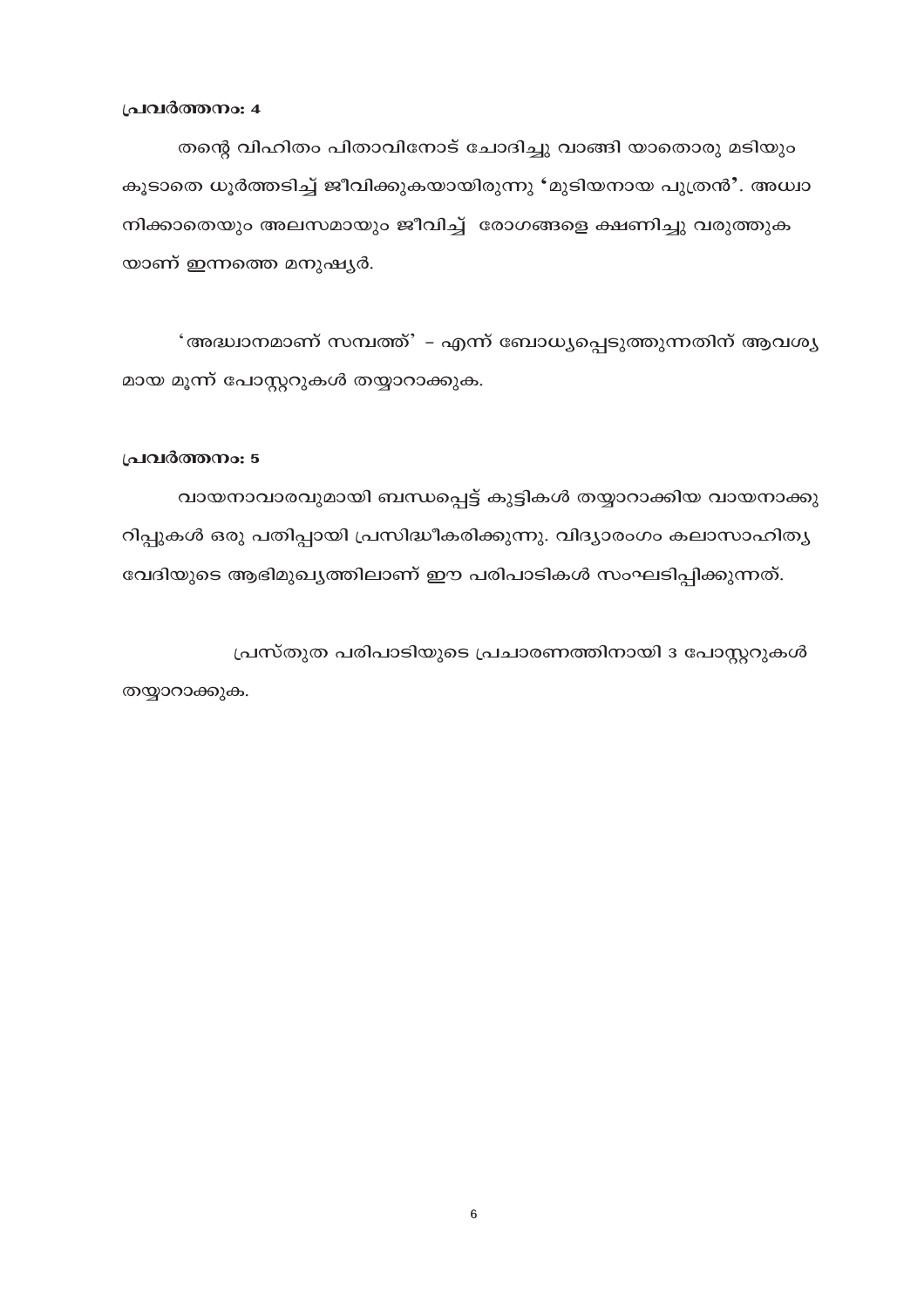**പ്രവർത്തനം: 4**

തന്റെ വിഹിതം പിതാവിനോട് ചോദിച്ചു വാങ്ങി യാതൊരു മടിയും കൂടാതെ ധൂർത്തടിച്ച് ജീവിക്കുകയായിരുന്നു 'മുടിയനായ പുത്രൻ'. അധ്വാനിക്കാതെയും അലസമായും ജീവിച്ച് രോഗങ്ങളെ ക്ഷണിച്ചു വരുത്തുകയാണ് ഇന്നത്തെ മനുഷ്യർ.

'അദ്ധ്വാനമാണ് സമ്പത്ത്' - എന്ന് ബോധ്യപ്പെടുത്തുന്നതിന് ആവശ്യമായ മൂന്ന് പോസ്റ്ററുകൾ തയ്യാറാക്കുക.

**പ്രവർത്തനം: 5**

വായനാവാരവുമായി ബന്ധപ്പെട്ട് കുട്ടികൾ തയ്യാറാക്കിയ വായനാക്കുറിപ്പുകൾ ഒരു പതിപ്പായി പ്രസിദ്ധീകരിക്കുന്നു. വിദ്യാരംഗം കലാസാഹിത്യ വേദിയുടെ ആഭിമുഖ്യത്തിലാണ് ഈ പരിപാടികൾ സംഘടിപ്പിക്കുന്നത്.

പ്രസ്തുത പരിപാടിയുടെ പ്രചാരണത്തിനായി 3 പോസ്റ്ററുകൾ തയ്യാറാക്കുക.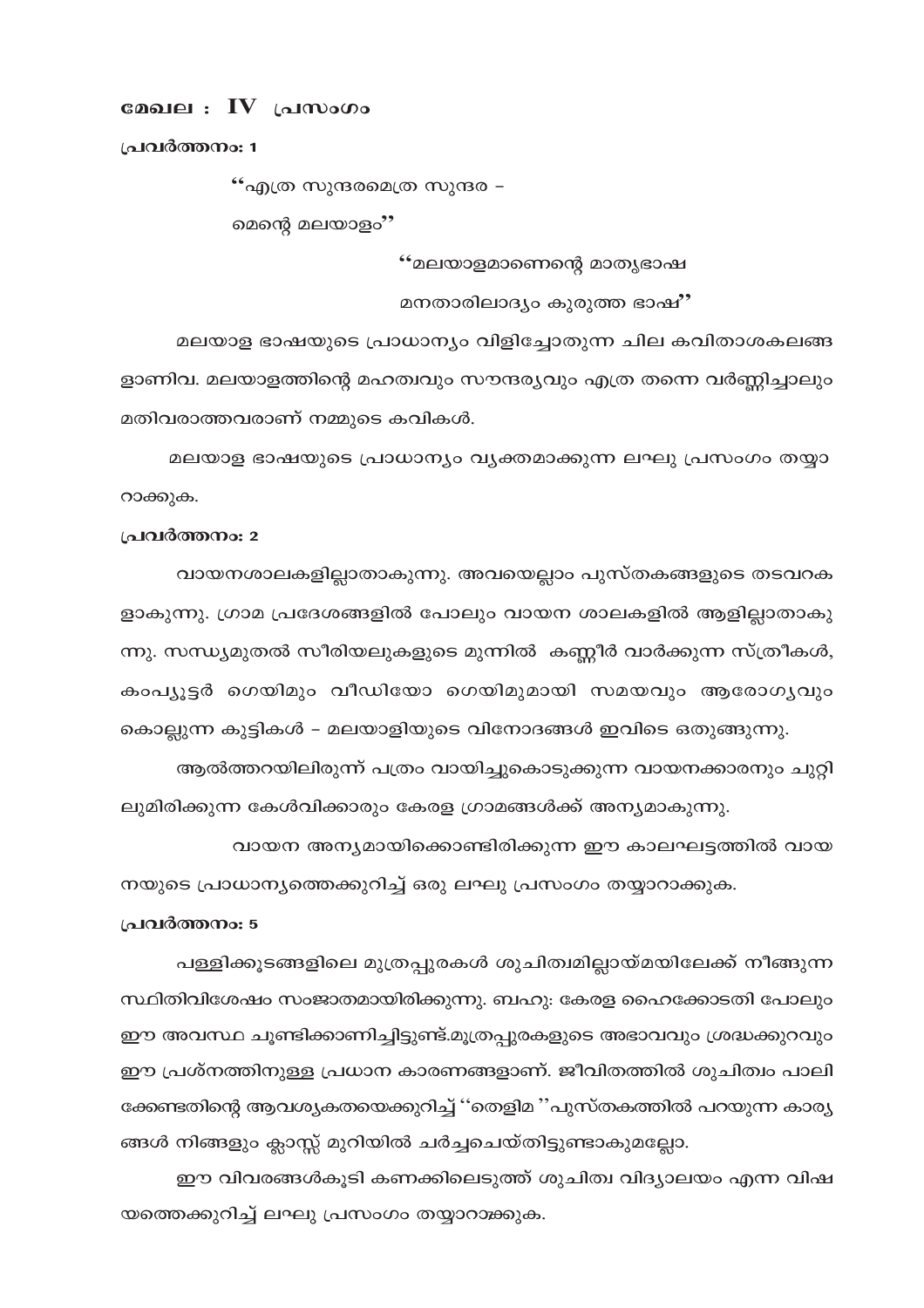## മേഖല : IV പ്രസംഗം

**പ്രവർത്തനം: 1**

> "എത്ര സുന്ദരമെത്ര സുന്ദര –
> മെന്റെ മലയാളം"

> "മലയാളമാണെന്റെ മാതൃഭാഷ
> മനതാരിലാദ്യം കുരുത്ത ഭാഷ"

മലയാള ഭാഷയുടെ പ്രാധാന്യം വിളിച്ചോതുന്ന ചില കവിതാശകലങ്ങളാണിവ. മലയാളത്തിന്റെ മഹത്വവും സൗന്ദര്യവും എത്ര തന്നെ വർണ്ണിച്ചാലും മതിവരാത്തവരാണ് നമ്മുടെ കവികൾ.

മലയാള ഭാഷയുടെ പ്രാധാന്യം വ്യക്തമാക്കുന്ന ലഘു പ്രസംഗം തയ്യാറാക്കുക.

**പ്രവർത്തനം: 2**

വായനശാലകളില്ലാതാകുന്നു. അവയെല്ലാം പുസ്തകങ്ങളുടെ തടവറകളാകുന്നു. ഗ്രാമ പ്രദേശങ്ങളിൽ പോലും വായന ശാലകളിൽ ആളില്ലാതാകുന്നു. സന്ധ്യമുതൽ സീരിയലുകളുടെ മുന്നിൽ കണ്ണീർ വാർക്കുന്ന സ്ത്രീകൾ, കംപ്യൂട്ടർ ഗെയിമും വീഡിയോ ഗെയിമുമായി സമയവും ആരോഗ്യവും കൊല്ലുന്ന കുട്ടികൾ – മലയാളിയുടെ വിനോദങ്ങൾ ഇവിടെ ഒതുങ്ങുന്നു.

ആൽത്തറയിലിരുന്ന് പത്രം വായിച്ചുകൊടുക്കുന്ന വായനക്കാരനും ചുറ്റിലുമിരിക്കുന്ന കേൾവിക്കാരും കേരള ഗ്രാമങ്ങൾക്ക് അന്യമാകുന്നു.

വായന അന്യമായിക്കൊണ്ടിരിക്കുന്ന ഈ കാലഘട്ടത്തിൽ വായനയുടെ പ്രാധാന്യത്തെക്കുറിച്ച് ഒരു ലഘു പ്രസംഗം തയ്യാറാക്കുക.

**പ്രവർത്തനം: 5**

പള്ളിക്കൂടങ്ങളിലെ മൂത്രപ്പുരകൾ ശുചിത്വമില്ലായ്മയിലേക്ക് നീങ്ങുന്ന സ്ഥിതിവിശേഷം സംജാതമായിരിക്കുന്നു. ബഹു: കേരള ഹൈക്കോടതി പോലും ഈ അവസ്ഥ ചൂണ്ടിക്കാണിച്ചിട്ടുണ്ട്.മൂത്രപ്പുരകളുടെ അഭാവവും ശ്രദ്ധക്കുറവും ഈ പ്രശ്നത്തിനുള്ള പ്രധാന കാരണങ്ങളാണ്. ജീവിതത്തിൽ ശുചിത്വം പാലിക്കേണ്ടതിന്റെ ആവശ്യകതയെക്കുറിച്ച് "തെളിമ "പുസ്തകത്തിൽ പറയുന്ന കാര്യങ്ങൾ നിങ്ങളും ക്ലാസ്സ് മുറിയിൽ ചർച്ചചെയ്തിട്ടുണ്ടാകുമല്ലോ.

ഈ വിവരങ്ങൾകൂടി കണക്കിലെടുത്ത് ശുചിത്വ വിദ്യാലയം എന്ന വിഷയത്തെക്കുറിച്ച് ലഘു പ്രസംഗം തയ്യാറാക്കുക.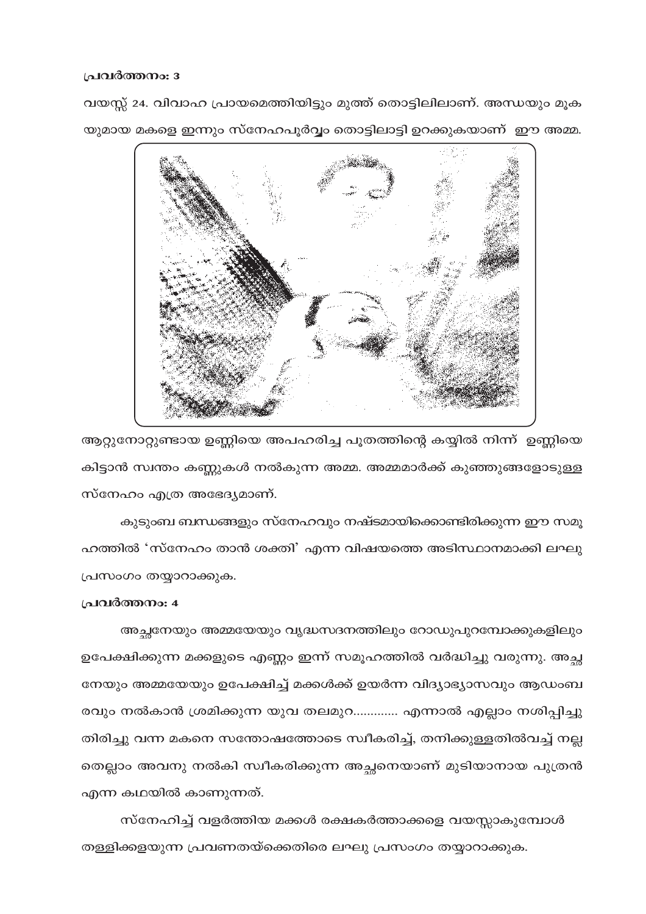**പ്രവർത്തനം: 3**

വയസ്സ് 24. വിവാഹ പ്രായമെത്തിയിട്ടും മുത്ത് തൊട്ടിലിലാണ്. അന്ധയും മൂകയുമായ മകളെ ഇന്നും സ്നേഹപൂർവ്വം തൊട്ടിലാട്ടി ഉറക്കുകയാണ് ഈ അമ്മ.

ആറ്റുനോറ്റുണ്ടായ ഉണ്ണിയെ അപഹരിച്ച പൂതത്തിന്റെ കയ്യിൽ നിന്ന് ഉണ്ണിയെ കിട്ടാൻ സ്വന്തം കണ്ണുകൾ നൽകുന്ന അമ്മ. അമ്മമാർക്ക് കുഞ്ഞുങ്ങളോടുള്ള സ്നേഹം എത്ര അഭേദ്യമാണ്.

കുടുംബ ബന്ധങ്ങളും സ്നേഹവും നഷ്ടമായിക്കൊണ്ടിരിക്കുന്ന ഈ സമൂഹത്തിൽ 'സ്നേഹം താൻ ശക്തി' എന്ന വിഷയത്തെ അടിസ്ഥാനമാക്കി ലഘു പ്രസംഗം തയ്യാറാക്കുക.

**പ്രവർത്തനം: 4**

അച്ഛനേയും അമ്മയേയും വൃദ്ധസദനത്തിലും റോഡുപുറമ്പോക്കുകളിലും ഉപേക്ഷിക്കുന്ന മക്കളുടെ എണ്ണം ഇന്ന് സമൂഹത്തിൽ വർദ്ധിച്ചു വരുന്നു. അച്ഛനേയും അമ്മയേയും ഉപേക്ഷിച്ച് മക്കൾക്ക് ഉയർന്ന വിദ്യാഭ്യാസവും ആഡംബരവും നൽകാൻ ശ്രമിക്കുന്ന യുവ തലമുറ............ എന്നാൽ എല്ലാം നശിപ്പിച്ചു തിരിച്ചു വന്ന മകനെ സന്തോഷത്തോടെ സ്വീകരിച്ച്, തനിക്കുള്ളതിൽവച്ച് നല്ലതെല്ലാം അവനു നൽകി സ്വീകരിക്കുന്ന അച്ഛനെയാണ് മുടിയാനായ പുത്രൻ എന്ന കഥയിൽ കാണുന്നത്.

സ്നേഹിച്ച് വളർത്തിയ മക്കൾ രക്ഷകർത്താക്കളെ വയസ്സാകുമ്പോൾ തള്ളിക്കളയുന്ന പ്രവണതയ്ക്കെതിരെ ലഘു പ്രസംഗം തയ്യാറാക്കുക.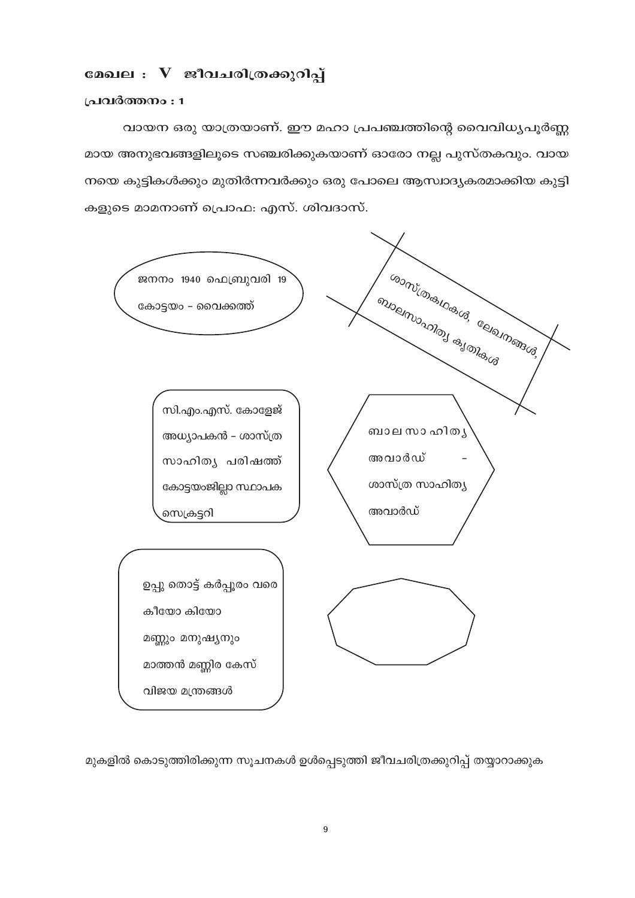## മേഖല : V ജീവചരിത്രക്കുറിപ്പ്

### പ്രവർത്തനം : 1

വായന ഒരു യാത്രയാണ്. ഈ മഹാ പ്രപഞ്ചത്തിന്റെ വൈവിധ്യപൂർണ്ണ മായ അനുഭവങ്ങളിലൂടെ സഞ്ചരിക്കുകയാണ് ഓരോ നല്ല പുസ്തകവും. വായ നയെ കുട്ടികൾക്കും മുതിർന്നവർക്കും ഒരു പോലെ ആസ്വാദ്യകരമാക്കിയ കുട്ടി കളുടെ മാമനാണ് പ്രൊഫ: എസ്. ശിവദാസ്.

ജനനം 1940 ഫെബ്രുവരി 19
കോട്ടയം - വൈക്കത്ത്

ശാസ്ത്രകഥകൾ, ലേഖനങ്ങൾ, ബാലസാഹിത്യ കൃതികൾ

സി.എം.എസ്. കോളേജ് അധ്യാപകൻ - ശാസ്ത്ര സാഹിത്യ പരിഷത്ത് കോട്ടയംജില്ലാ സ്ഥാപക സെക്രട്ടറി

ബാല സാഹിത്യ അവാർഡ് - ശാസ്ത്ര സാഹിത്യ അവാർഡ്

ഉപ്പു തൊട്ട് കർപ്പൂരം വരെ
കീയോ കിയോ
മണ്ണും മനുഷ്യനും
മാത്തൻ മണ്ണിര കേസ്
വിജയ മന്ത്രങ്ങൾ

മുകളിൽ കൊടുത്തിരിക്കുന്ന സൂചനകൾ ഉൾപ്പെടുത്തി ജീവചരിത്രക്കുറിപ്പ് തയ്യാറാക്കുക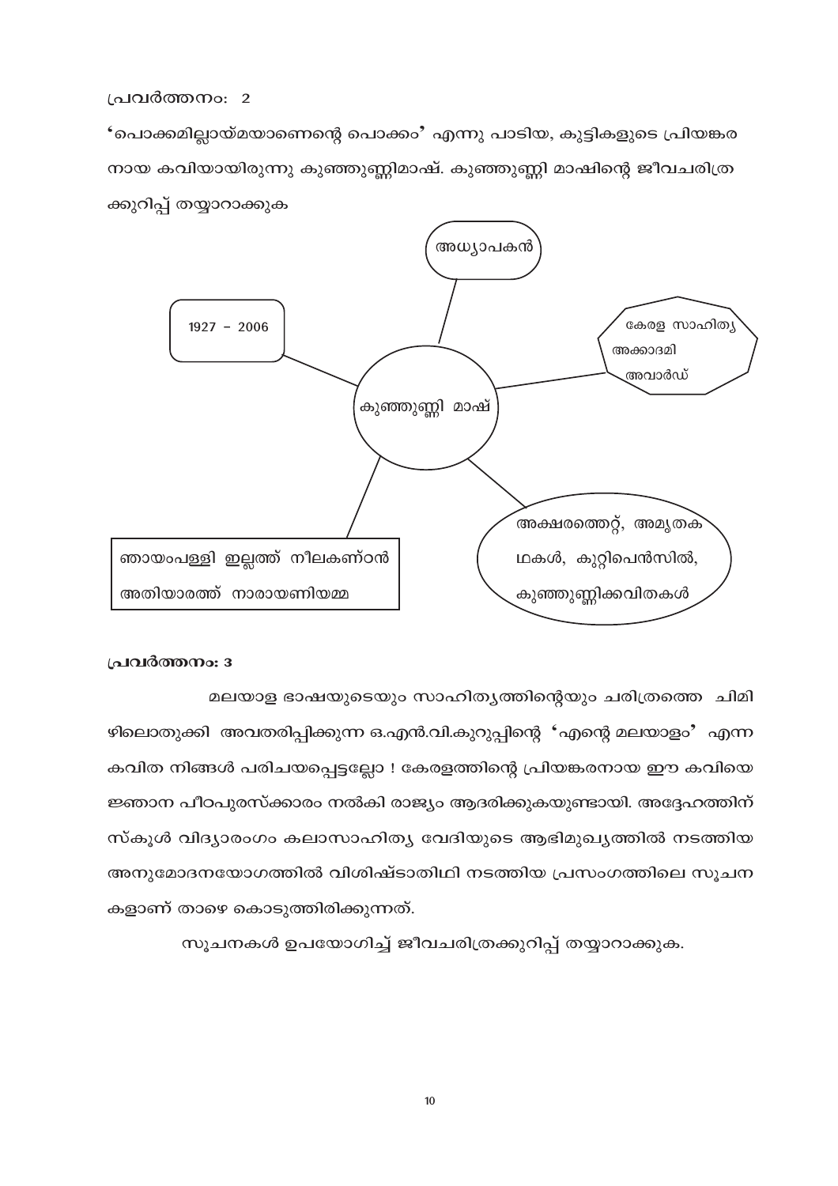പ്രവർത്തനം: 2

'പൊക്കമില്ലായ്മയാണെന്റെ പൊക്കം' എന്നു പാടിയ, കുട്ടികളുടെ പ്രിയങ്കര നായ കവിയായിരുന്നു കുഞ്ഞുണ്ണിമാഷ്. കുഞ്ഞുണ്ണി മാഷിന്റെ ജീവചരിത്ര ക്കുറിപ്പ് തയ്യാറാക്കുക

കുഞ്ഞുണ്ണി മാഷ്

- അധ്യാപകൻ
- 1927 – 2006
- കേരള സാഹിത്യ അക്കാദമി അവാർഡ്
- ഞായംപള്ളി ഇല്ലത്ത് നീലകണ്ഠൻ  
  അതിയാരത്ത് നാരായണിയമ്മ
- അക്ഷരത്തെറ്റ്, അമൃതകഥകൾ, കുറ്റിപെൻസിൽ, കുഞ്ഞുണ്ണിക്കവിതകൾ

**പ്രവർത്തനം: 3**

മലയാള ഭാഷയുടെയും സാഹിത്യത്തിന്റെയും ചരിത്രത്തെ ചിമിഴിലൊതുക്കി അവതരിപ്പിക്കുന്ന ഒ.എൻ.വി.കുറുപ്പിന്റെ 'എന്റെ മലയാളം' എന്ന കവിത നിങ്ങൾ പരിചയപ്പെട്ടല്ലോ ! കേരളത്തിന്റെ പ്രിയങ്കരനായ ഈ കവിയെ ജ്ഞാന പീഠപുരസ്ക്കാരം നൽകി രാജ്യം ആദരിക്കുകയുണ്ടായി. അദ്ദേഹത്തിന് സ്കൂൾ വിദ്യാരംഗം കലാസാഹിത്യ വേദിയുടെ ആഭിമുഖ്യത്തിൽ നടത്തിയ അനുമോദനയോഗത്തിൽ വിശിഷ്ടാതിഥി നടത്തിയ പ്രസംഗത്തിലെ സൂചനകളാണ് താഴെ കൊടുത്തിരിക്കുന്നത്.

സൂചനകൾ ഉപയോഗിച്ച് ജീവചരിത്രക്കുറിപ്പ് തയ്യാറാക്കുക.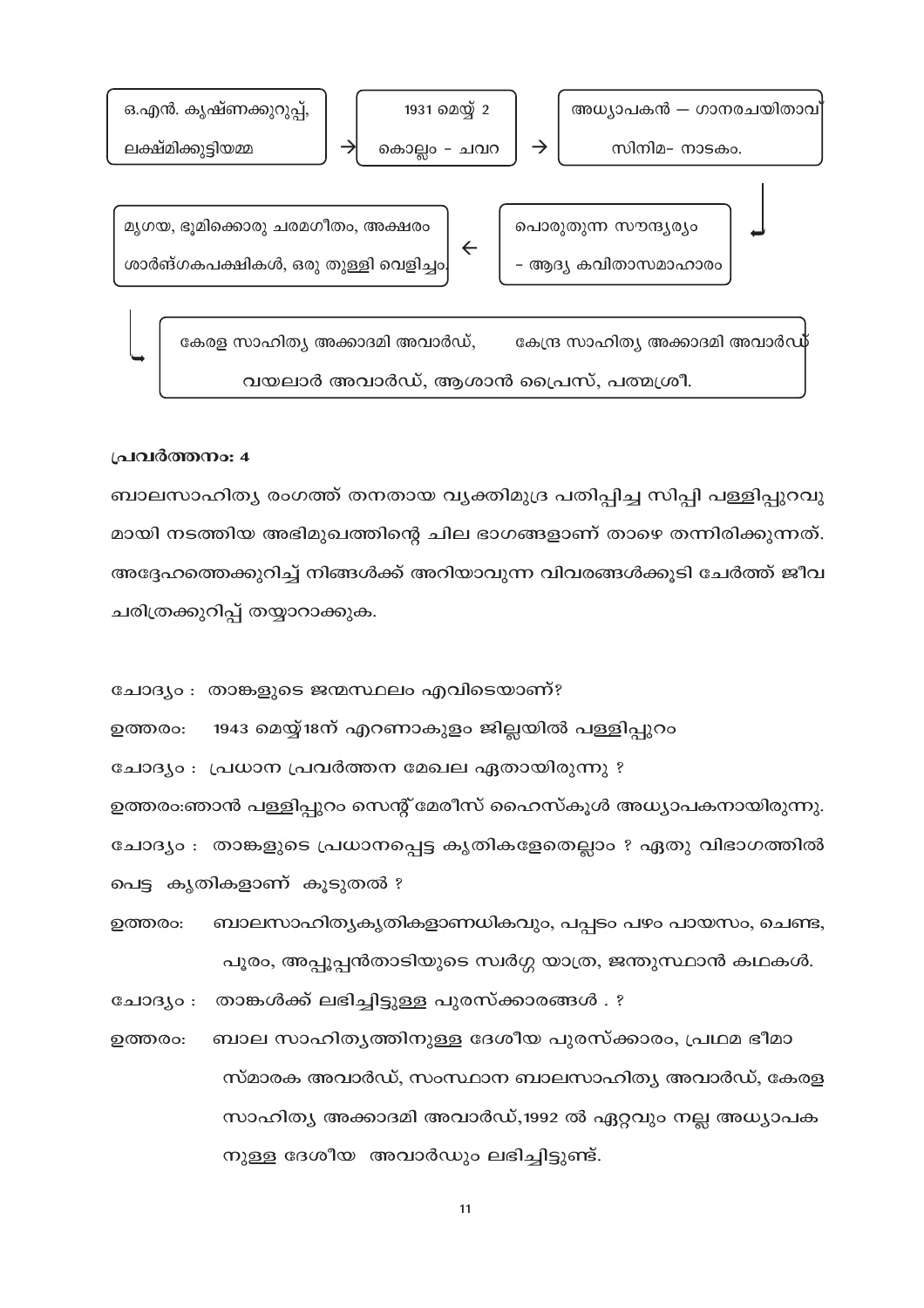ഒ.എൻ. കൃഷ്ണക്കുറുപ്പ്, ലക്ഷ്മിക്കുട്ടിയമ്മ → 1931 മെയ്‌ 2 കൊല്ലം - ചവറ → അധ്യാപകൻ — ഗാനരചയിതാവ് സിനിമ- നാടകം.

→ പൊരുതുന്ന സൗന്ദര്യം - ആദ്യ കവിതാസമാഹാരം → മൃഗയ, ഭൂമിക്കൊരു ചരമഗീതം, അക്ഷരം ശാർങ്ഗകപക്ഷികൾ, ഒരു തുള്ളി വെളിച്ചം.

→ കേരള സാഹിത്യ അക്കാദമി അവാർഡ്, കേന്ദ്ര സാഹിത്യ അക്കാദമി അവാർഡ് വയലാർ അവാർഡ്, ആശാൻ പ്രൈസ്, പത്മശ്രീ.

**പ്രവർത്തനം: 4**

ബാലസാഹിത്യ രംഗത്ത് തനതായ വ്യക്തിമുദ്ര പതിപ്പിച്ച സിപ്പി പള്ളിപ്പുറവുമായി നടത്തിയ അഭിമുഖത്തിന്റെ ചില ഭാഗങ്ങളാണ് താഴെ തന്നിരിക്കുന്നത്. അദ്ദേഹത്തെക്കുറിച്ച് നിങ്ങൾക്ക് അറിയാവുന്ന വിവരങ്ങൾക്കൂടി ചേർത്ത് ജീവചരിത്രക്കുറിപ്പ് തയ്യാറാക്കുക.

ചോദ്യം : താങ്കളുടെ ജന്മസ്ഥലം എവിടെയാണ്?

ഉത്തരം: 1943 മെയ്‌18ന് എറണാകുളം ജില്ലയിൽ പള്ളിപ്പുറം

ചോദ്യം : പ്രധാന പ്രവർത്തന മേഖല ഏതായിരുന്നു ?

ഉത്തരം:ഞാൻ പള്ളിപ്പുറം സെന്റ് മേരീസ് ഹൈസ്കൂൾ അധ്യാപകനായിരുന്നു.

ചോദ്യം : താങ്കളുടെ പ്രധാനപ്പെട്ട കൃതികളേതെല്ലാം ? ഏതു വിഭാഗത്തിൽ പെട്ട കൃതികളാണ് കൂടുതൽ ?

ഉത്തരം: ബാലസാഹിത്യകൃതികളാണധികവും, പപ്പടം പഴം പായസം, ചെണ്ട, പൂരം, അപ്പൂപ്പൻതാടിയുടെ സ്വർഗ്ഗ യാത്ര, ജന്തുസ്ഥാൻ കഥകൾ.

ചോദ്യം : താങ്കൾക്ക് ലഭിച്ചിട്ടുള്ള പുരസ്ക്കാരങ്ങൾ . ?

ഉത്തരം: ബാല സാഹിത്യത്തിനുള്ള ദേശീയ പുരസ്ക്കാരം, പ്രഥമ ഭീമാ സ്മാരക അവാർഡ്, സംസ്ഥാന ബാലസാഹിത്യ അവാർഡ്, കേരള സാഹിത്യ അക്കാദമി അവാർഡ്,1992 ൽ ഏറ്റവും നല്ല അധ്യാപകനുള്ള ദേശീയ അവാർഡും ലഭിച്ചിട്ടുണ്ട്.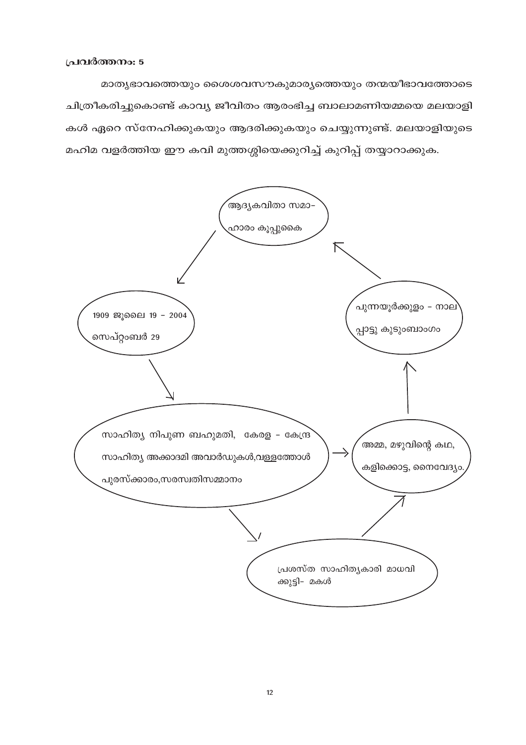**പ്രവർത്തനം: 5**

മാതൃഭാവത്തെയും ശൈശവസൗകുമാര്യത്തെയും തന്മയീഭാവത്തോടെ ചിത്രീകരിച്ചുകൊണ്ട് കാവ്യ ജീവിതം ആരംഭിച്ച ബാലാമണിയമ്മയെ മലയാളികൾ ഏറെ സ്നേഹിക്കുകയും ആദരിക്കുകയും ചെയ്യുന്നുണ്ട്. മലയാളിയുടെ മഹിമ വളർത്തിയ ഈ കവി മുത്തശ്ശിയെക്കുറിച്ച് കുറിപ്പ് തയ്യാറാക്കുക.

ആദ്യകവിതാ സമാ-ഹാരം കൂപ്പുകൈ

1909 ജൂലൈ 19 – 2004 സെപ്റ്റംബർ 29

സാഹിത്യ നിപുണ ബഹുമതി, കേരള - കേന്ദ്ര സാഹിത്യ അക്കാദമി അവാർഡുകൾ,വള്ളത്തോൾ പുരസ്കാരം,സരസ്വതിസമ്മാനം

പ്രശസ്ത സാഹിത്യകാരി മാധവിക്കുട്ടി- മകൾ

അമ്മ, മഴുവിന്റെ കഥ, കളിക്കൊട്ട, നൈവേദ്യം.

പുന്നയൂർക്കുളം - നാലപ്പാട്ടു കുടുംബാംഗം